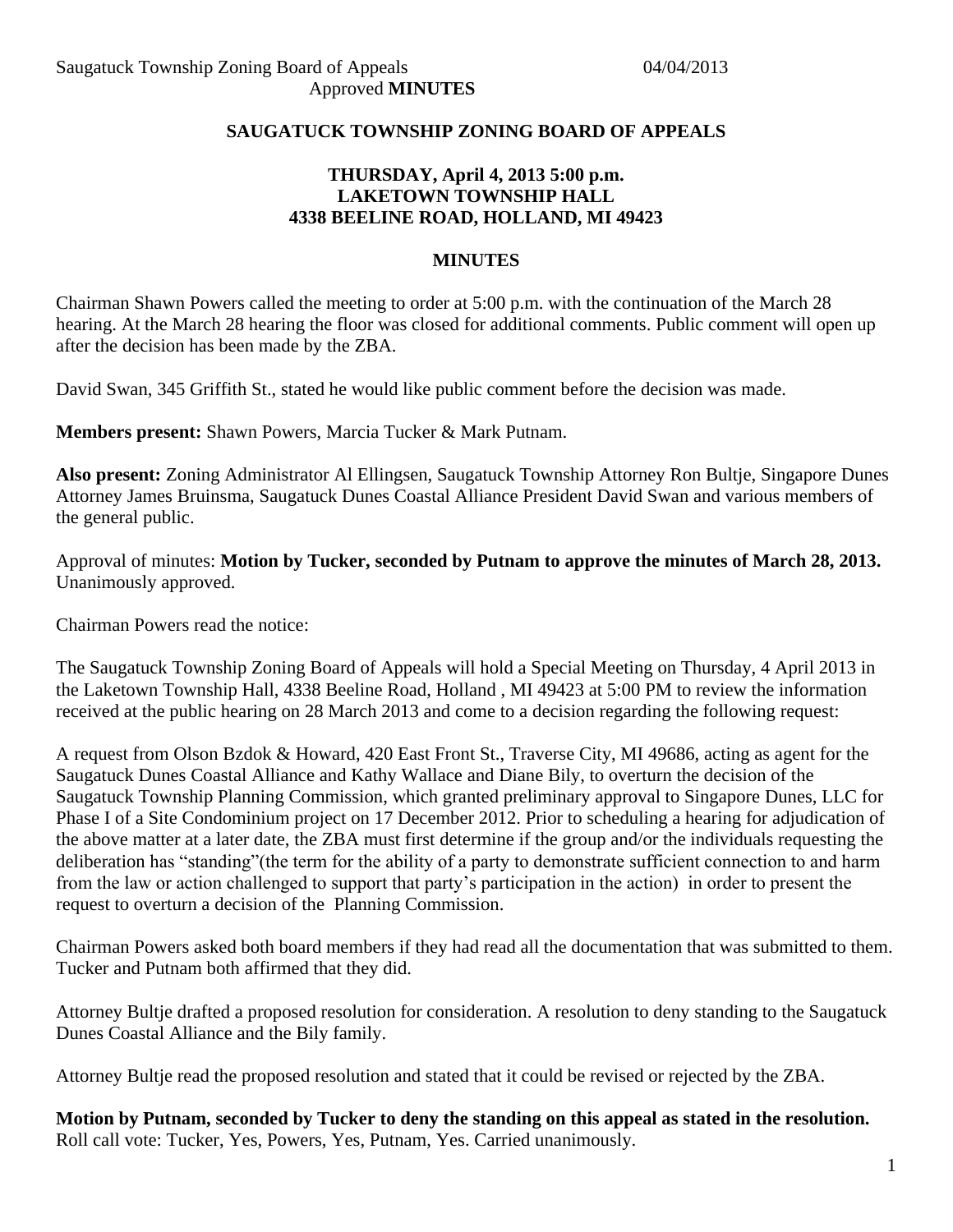**SAUGATUCK TOWNSHIP ZONING BOARD OF APPEALS**

**THURSDAY, April 4, 2013 5:00 p.m.**
**LAKETOWN TOWNSHIP HALL**
**4338 BEELINE ROAD, HOLLAND, MI 49423**

**MINUTES**

Chairman Shawn Powers called the meeting to order at 5:00 p.m. with the continuation of the March 28 hearing. At the March 28 hearing the floor was closed for additional comments. Public comment will open up after the decision has been made by the ZBA.

David Swan, 345 Griffith St., stated he would like public comment before the decision was made.

**Members present:** Shawn Powers, Marcia Tucker & Mark Putnam.

**Also present:** Zoning Administrator Al Ellingsen, Saugatuck Township Attorney Ron Bultje, Singapore Dunes Attorney James Bruinsma, Saugatuck Dunes Coastal Alliance President David Swan and various members of the general public.

Approval of minutes: **Motion by Tucker, seconded by Putnam to approve the minutes of March 28, 2013.** Unanimously approved.

Chairman Powers read the notice:

The Saugatuck Township Zoning Board of Appeals will hold a Special Meeting on Thursday, 4 April 2013 in the Laketown Township Hall, 4338 Beeline Road, Holland , MI 49423 at 5:00 PM to review the information received at the public hearing on 28 March 2013 and come to a decision regarding the following request:

A request from Olson Bzdok & Howard, 420 East Front St., Traverse City, MI 49686, acting as agent for the Saugatuck Dunes Coastal Alliance and Kathy Wallace and Diane Bily, to overturn the decision of the Saugatuck Township Planning Commission, which granted preliminary approval to Singapore Dunes, LLC for Phase I of a Site Condominium project on 17 December 2012. Prior to scheduling a hearing for adjudication of the above matter at a later date, the ZBA must first determine if the group and/or the individuals requesting the deliberation has "standing"(the term for the ability of a party to demonstrate sufficient connection to and harm from the law or action challenged to support that party's participation in the action) in order to present the request to overturn a decision of the Planning Commission.

Chairman Powers asked both board members if they had read all the documentation that was submitted to them. Tucker and Putnam both affirmed that they did.

Attorney Bultje drafted a proposed resolution for consideration. A resolution to deny standing to the Saugatuck Dunes Coastal Alliance and the Bily family.

Attorney Bultje read the proposed resolution and stated that it could be revised or rejected by the ZBA.

**Motion by Putnam, seconded by Tucker to deny the standing on this appeal as stated in the resolution.** Roll call vote: Tucker, Yes, Powers, Yes, Putnam, Yes. Carried unanimously.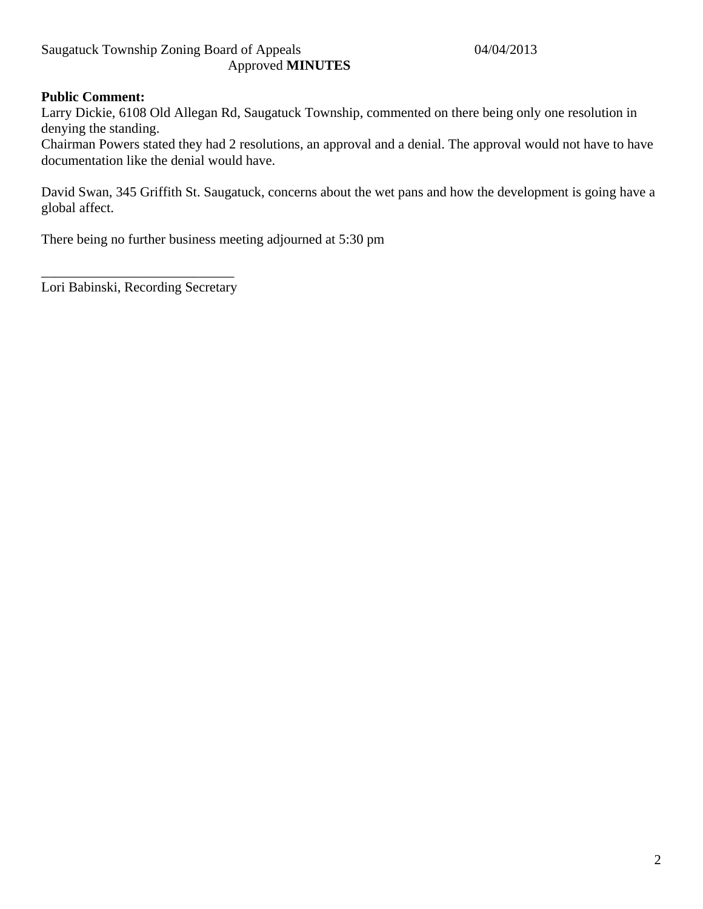**Public Comment:**

Larry Dickie, 6108 Old Allegan Rd, Saugatuck Township, commented on there being only one resolution in denying the standing.

Chairman Powers stated they had 2 resolutions, an approval and a denial. The approval would not have to have documentation like the denial would have.

David Swan, 345 Griffith St. Saugatuck, concerns about the wet pans and how the development is going have a global affect.

There being no further business meeting adjourned at 5:30 pm

____________________________

Lori Babinski, Recording Secretary